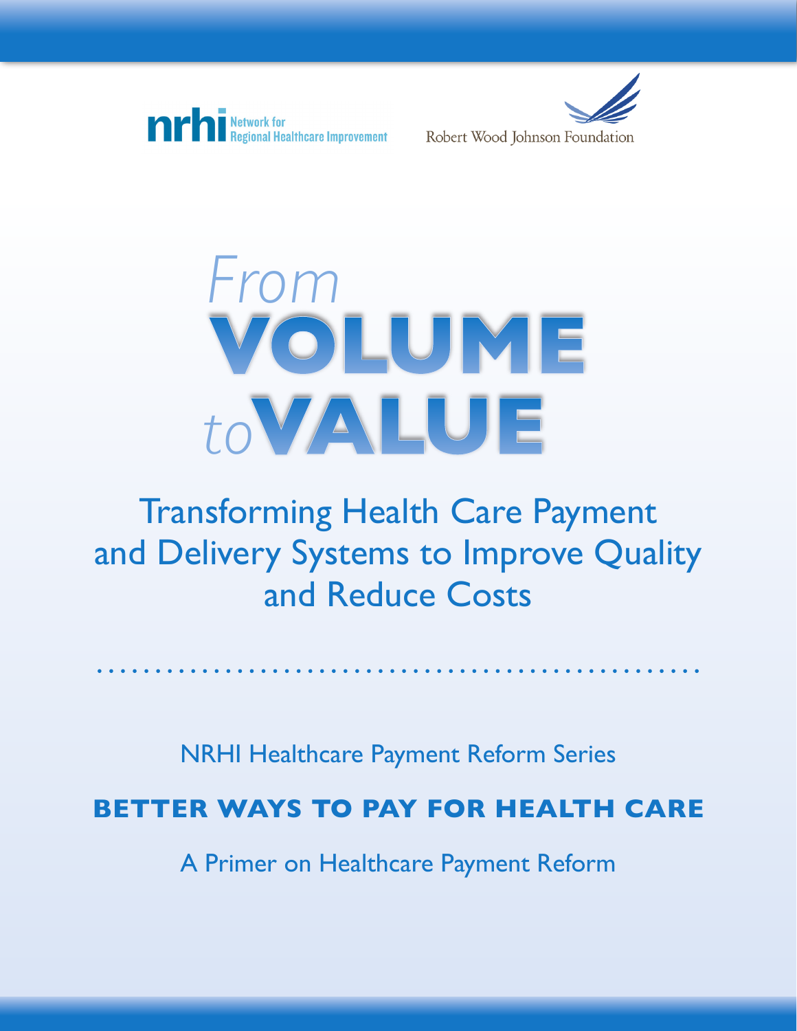nrhi Network for Regional Healthcare Improvement

Robert Wood Johnson Foundation

# *From* VOLUME *to* VALUE

## Transforming Health Care Payment and Delivery Systems to Improve Quality and Reduce Costs

NRHI Healthcare Payment Reform Series

**BETTER WAYS TO PAY FOR HEALTH CARE**

A Primer on Healthcare Payment Reform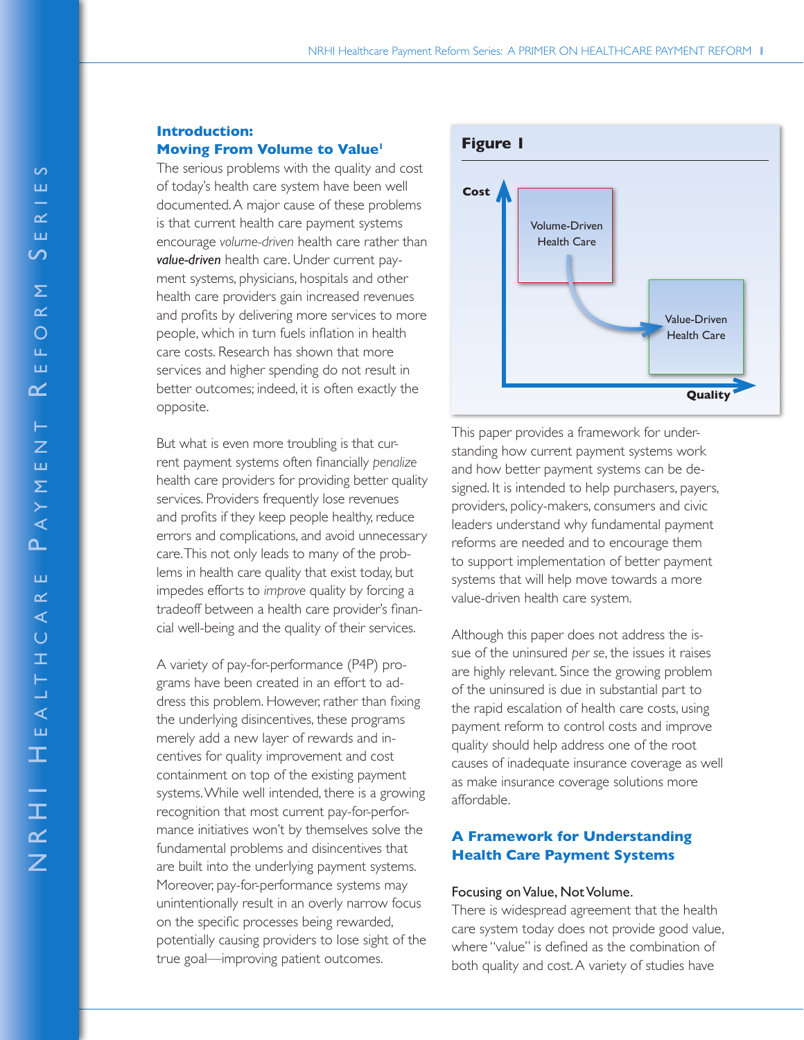## Introduction: Moving From Volume to Value[1]

The serious problems with the quality and cost of today's health care system have been well documented. A major cause of these problems is that current health care payment systems encourage *volume-driven* health care rather than ***value-driven*** health care. Under current payment systems, physicians, hospitals and other health care providers gain increased revenues and profits by delivering more services to more people, which in turn fuels inflation in health care costs. Research has shown that more services and higher spending do not result in better outcomes; indeed, it is often exactly the opposite.

But what is even more troubling is that current payment systems often financially *penalize* health care providers for providing better quality services. Providers frequently lose revenues and profits if they keep people healthy, reduce errors and complications, and avoid unnecessary care. This not only leads to many of the problems in health care quality that exist today, but impedes efforts to *improve* quality by forcing a tradeoff between a health care provider's financial well-being and the quality of their services.

A variety of pay-for-performance (P4P) programs have been created in an effort to address this problem. However, rather than fixing the underlying disincentives, these programs merely add a new layer of rewards and incentives for quality improvement and cost containment on top of the existing payment systems. While well intended, there is a growing recognition that most current pay-for-performance initiatives won't by themselves solve the fundamental problems and disincentives that are built into the underlying payment systems. Moreover, pay-for-performance systems may unintentionally result in an overly narrow focus on the specific processes being rewarded, potentially causing providers to lose sight of the true goal—improving patient outcomes.

**Figure 1**

Cost

Volume-Driven Health Care

Value-Driven Health Care

Quality

This paper provides a framework for understanding how current payment systems work and how better payment systems can be designed. It is intended to help purchasers, payers, providers, policy-makers, consumers and civic leaders understand why fundamental payment reforms are needed and to encourage them to support implementation of better payment systems that will help move towards a more value-driven health care system.

Although this paper does not address the issue of the uninsured *per se*, the issues it raises are highly relevant. Since the growing problem of the uninsured is due in substantial part to the rapid escalation of health care costs, using payment reform to control costs and improve quality should help address one of the root causes of inadequate insurance coverage as well as make insurance coverage solutions more affordable.

## A Framework for Understanding Health Care Payment Systems

### Focusing on Value, Not Volume.

There is widespread agreement that the health care system today does not provide good value, where "value" is defined as the combination of both quality and cost. A variety of studies have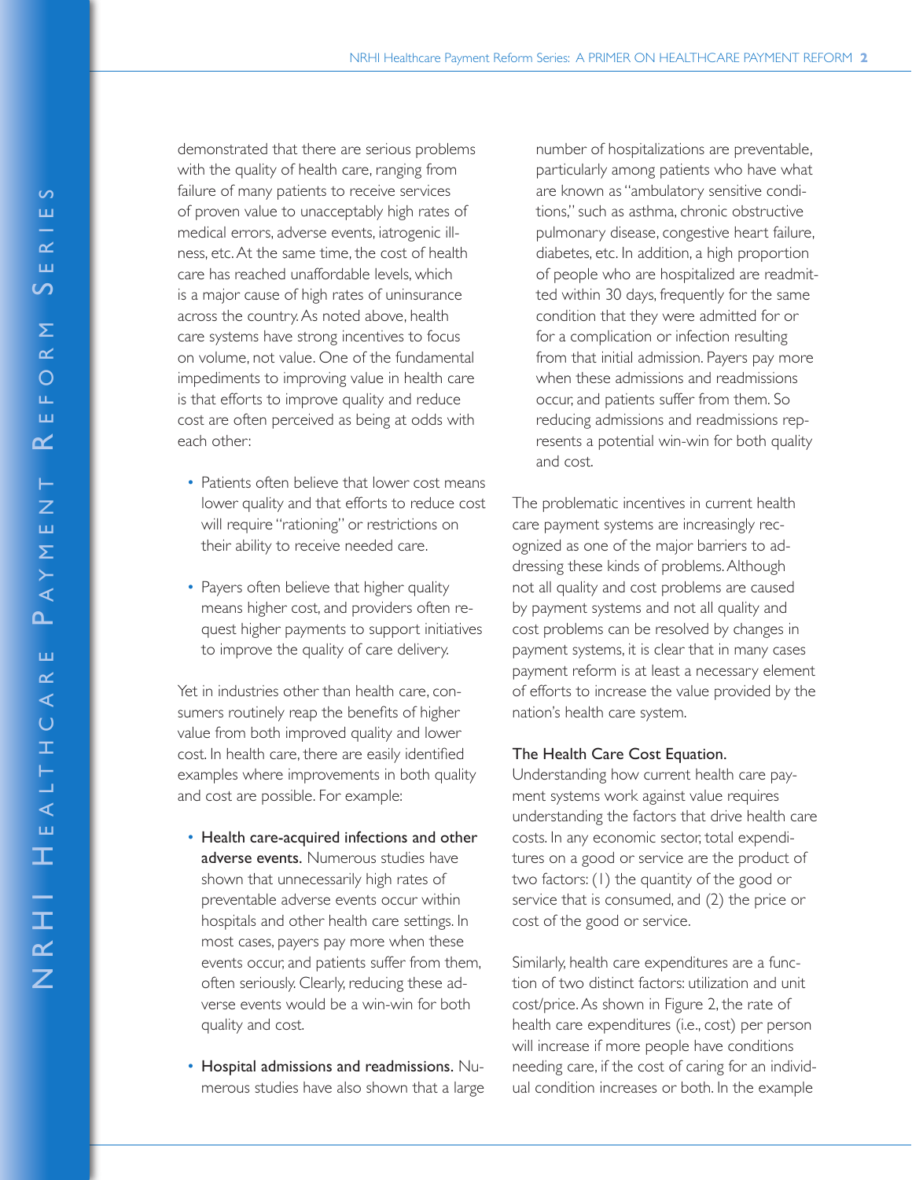demonstrated that there are serious problems with the quality of health care, ranging from failure of many patients to receive services of proven value to unacceptably high rates of medical errors, adverse events, iatrogenic illness, etc. At the same time, the cost of health care has reached unaffordable levels, which is a major cause of high rates of uninsurance across the country. As noted above, health care systems have strong incentives to focus on volume, not value. One of the fundamental impediments to improving value in health care is that efforts to improve quality and reduce cost are often perceived as being at odds with each other:

- Patients often believe that lower cost means lower quality and that efforts to reduce cost will require "rationing" or restrictions on their ability to receive needed care.
- Payers often believe that higher quality means higher cost, and providers often request higher payments to support initiatives to improve the quality of care delivery.

Yet in industries other than health care, consumers routinely reap the benefits of higher value from both improved quality and lower cost. In health care, there are easily identified examples where improvements in both quality and cost are possible. For example:

- **Health care-acquired infections and other adverse events.** Numerous studies have shown that unnecessarily high rates of preventable adverse events occur within hospitals and other health care settings. In most cases, payers pay more when these events occur, and patients suffer from them, often seriously. Clearly, reducing these adverse events would be a win-win for both quality and cost.
- **Hospital admissions and readmissions.** Numerous studies have also shown that a large number of hospitalizations are preventable, particularly among patients who have what are known as "ambulatory sensitive conditions," such as asthma, chronic obstructive pulmonary disease, congestive heart failure, diabetes, etc. In addition, a high proportion of people who are hospitalized are readmitted within 30 days, frequently for the same condition that they were admitted for or for a complication or infection resulting from that initial admission. Payers pay more when these admissions and readmissions occur, and patients suffer from them. So reducing admissions and readmissions represents a potential win-win for both quality and cost.

The problematic incentives in current health care payment systems are increasingly recognized as one of the major barriers to addressing these kinds of problems. Although not all quality and cost problems are caused by payment systems and not all quality and cost problems can be resolved by changes in payment systems, it is clear that in many cases payment reform is at least a necessary element of efforts to increase the value provided by the nation's health care system.

### The Health Care Cost Equation.

Understanding how current health care payment systems work against value requires understanding the factors that drive health care costs. In any economic sector, total expenditures on a good or service are the product of two factors: (1) the quantity of the good or service that is consumed, and (2) the price or cost of the good or service.

Similarly, health care expenditures are a function of two distinct factors: utilization and unit cost/price. As shown in Figure 2, the rate of health care expenditures (i.e., cost) per person will increase if more people have conditions needing care, if the cost of caring for an individual condition increases or both. In the example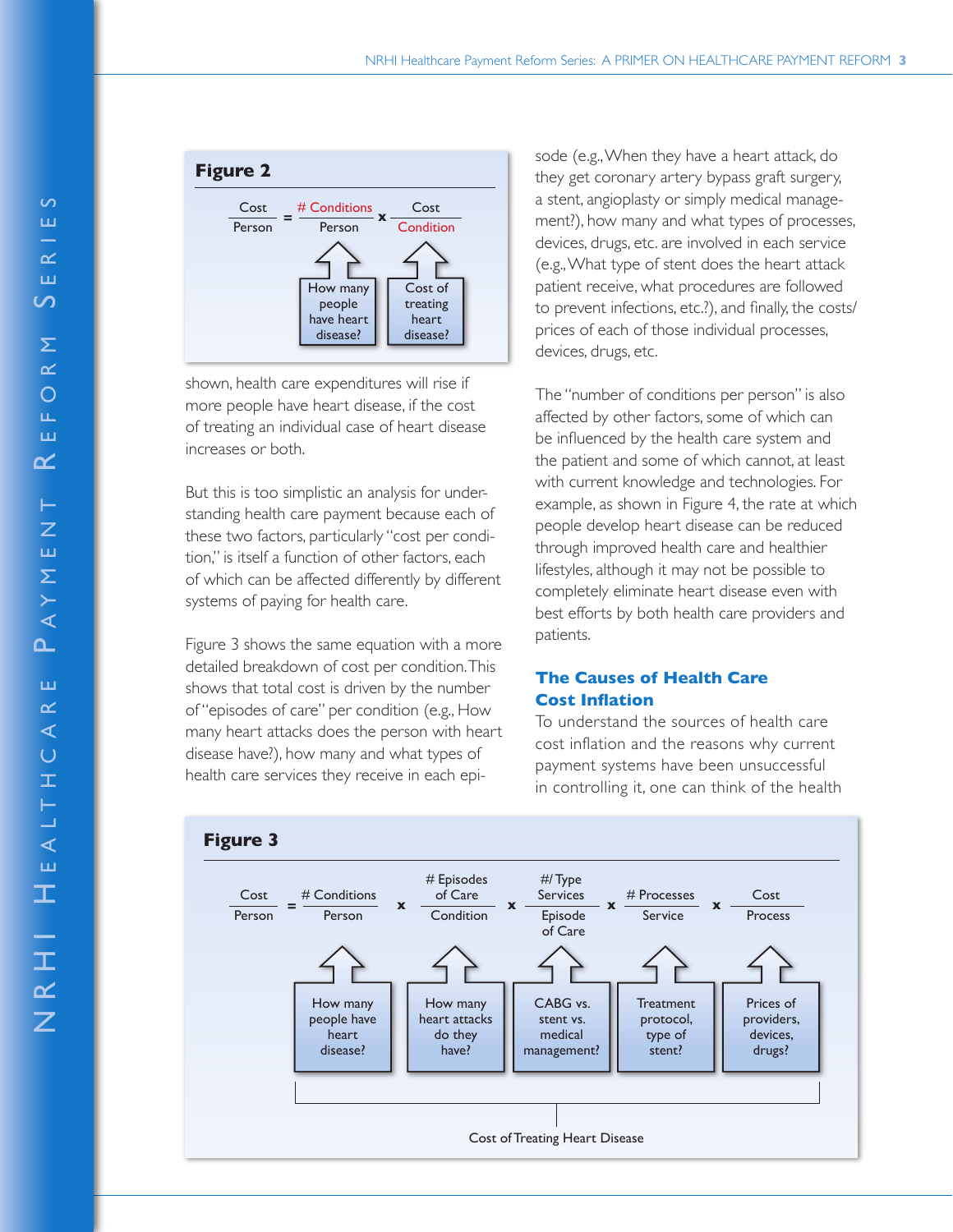**Figure 2**

$$\frac{\text{Cost}}{\text{Person}} = \frac{\text{\# Conditions}}{\text{Person}} \times \frac{\text{Cost}}{\text{Condition}}$$

How many people have heart disease?

Cost of treating heart disease?

shown, health care expenditures will rise if more people have heart disease, if the cost of treating an individual case of heart disease increases or both.

But this is too simplistic an analysis for understanding health care payment because each of these two factors, particularly "cost per condition," is itself a function of other factors, each of which can be affected differently by different systems of paying for health care.

Figure 3 shows the same equation with a more detailed breakdown of cost per condition. This shows that total cost is driven by the number of "episodes of care" per condition (e.g., How many heart attacks does the person with heart disease have?), how many and what types of health care services they receive in each episode (e.g., When they have a heart attack, do they get coronary artery bypass graft surgery, a stent, angioplasty or simply medical management?), how many and what types of processes, devices, drugs, etc. are involved in each service (e.g., What type of stent does the heart attack patient receive, what procedures are followed to prevent infections, etc.?), and finally, the costs/prices of each of those individual processes, devices, drugs, etc.

The "number of conditions per person" is also affected by other factors, some of which can be influenced by the health care system and the patient and some of which cannot, at least with current knowledge and technologies. For example, as shown in Figure 4, the rate at which people develop heart disease can be reduced through improved health care and healthier lifestyles, although it may not be possible to completely eliminate heart disease even with best efforts by both health care providers and patients.

## The Causes of Health Care Cost Inflation

To understand the sources of health care cost inflation and the reasons why current payment systems have been unsuccessful in controlling it, one can think of the health

**Figure 3**

$$\frac{\text{Cost}}{\text{Person}} = \frac{\text{\# Conditions}}{\text{Person}} \times \frac{\text{\# Episodes of Care}}{\text{Condition}} \times \frac{\text{\#/Type Services}}{\text{Episode of Care}} \times \frac{\text{\# Processes}}{\text{Service}} \times \frac{\text{Cost}}{\text{Process}}$$

How many people have heart disease?

How many heart attacks do they have?

CABG vs. stent vs. medical management?

Treatment protocol, type of stent?

Prices of providers, devices, drugs?

Cost of Treating Heart Disease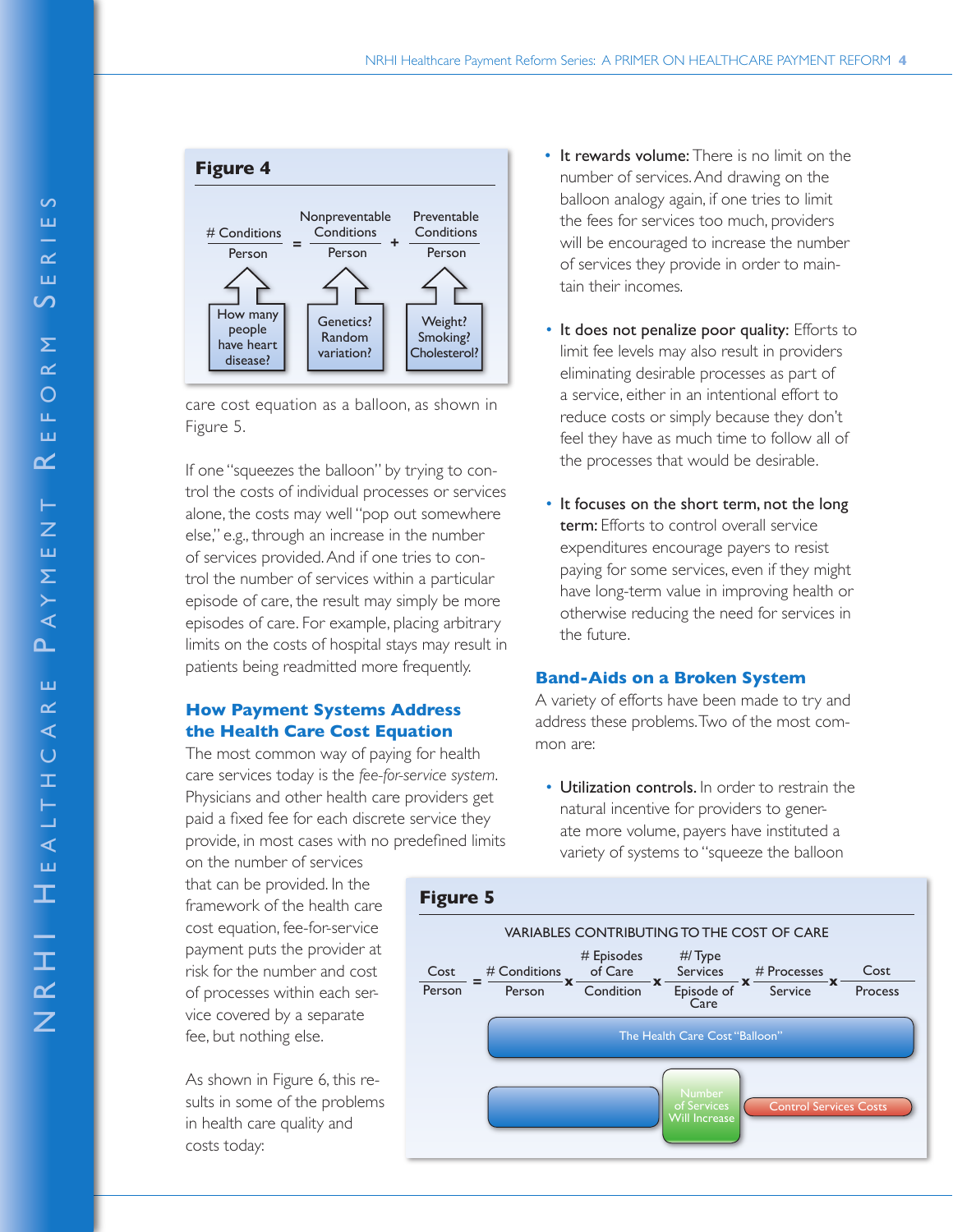**Figure 4**

$$\frac{\text{\# Conditions}}{\text{Person}} = \frac{\text{Nonpreventable Conditions}}{\text{Person}} + \frac{\text{Preventable Conditions}}{\text{Person}}$$

How many people have heart disease?

Genetics? Random variation?

Weight? Smoking? Cholesterol?

care cost equation as a balloon, as shown in Figure 5.

If one "squeezes the balloon" by trying to control the costs of individual processes or services alone, the costs may well "pop out somewhere else," e.g., through an increase in the number of services provided. And if one tries to control the number of services within a particular episode of care, the result may simply be more episodes of care. For example, placing arbitrary limits on the costs of hospital stays may result in patients being readmitted more frequently.

## How Payment Systems Address the Health Care Cost Equation

The most common way of paying for health care services today is the *fee-for-service system*. Physicians and other health care providers get paid a fixed fee for each discrete service they provide, in most cases with no predefined limits on the number of services that can be provided. In the framework of the health care cost equation, fee-for-service payment puts the provider at risk for the number and cost of processes within each service covered by a separate fee, but nothing else.

As shown in Figure 6, this results in some of the problems in health care quality and costs today:

- **It rewards volume:** There is no limit on the number of services. And drawing on the balloon analogy again, if one tries to limit the fees for services too much, providers will be encouraged to increase the number of services they provide in order to maintain their incomes.
- **It does not penalize poor quality:** Efforts to limit fee levels may also result in providers eliminating desirable processes as part of a service, either in an intentional effort to reduce costs or simply because they don't feel they have as much time to follow all of the processes that would be desirable.
- **It focuses on the short term, not the long term:** Efforts to control overall service expenditures encourage payers to resist paying for some services, even if they might have long-term value in improving health or otherwise reducing the need for services in the future.

## Band-Aids on a Broken System

A variety of efforts have been made to try and address these problems. Two of the most common are:

- **Utilization controls.** In order to restrain the natural incentive for providers to generate more volume, payers have instituted a variety of systems to "squeeze the balloon

**Figure 5**

VARIABLES CONTRIBUTING TO THE COST OF CARE

$$\frac{\text{Cost}}{\text{Person}} = \frac{\text{\# Conditions}}{\text{Person}} \times \frac{\text{\# Episodes of Care}}{\text{Condition}} \times \frac{\text{\#/Type Services}}{\text{Episode of Care}} \times \frac{\text{\# Processes}}{\text{Service}} \times \frac{\text{Cost}}{\text{Process}}$$

The Health Care Cost "Balloon"

Number of Services Will Increase

Control Services Costs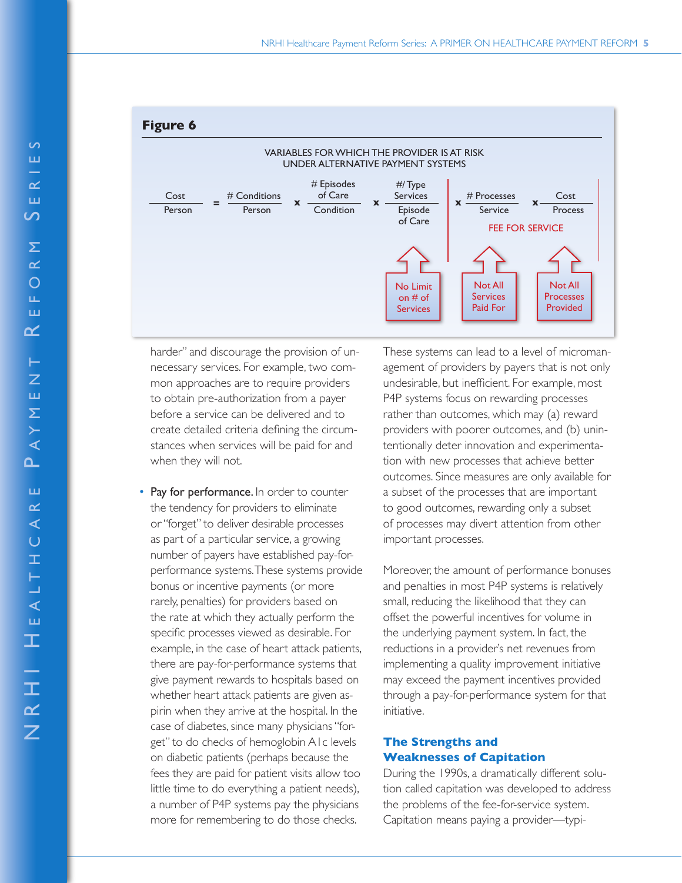**Figure 6**

VARIABLES FOR WHICH THE PROVIDER IS AT RISK UNDER ALTERNATIVE PAYMENT SYSTEMS

$$\frac{\text{Cost}}{\text{Person}} = \frac{\text{\# Conditions}}{\text{Person}} \times \frac{\text{\# Episodes of Care}}{\text{Condition}} \times \frac{\text{\#/Type Services}}{\text{Episode of Care}} \times \frac{\text{\# Processes}}{\text{Service}} \times \frac{\text{Cost}}{\text{Process}}$$

FEE FOR SERVICE

No Limit on # of Services

Not All Services Paid For

Not All Processes Provided

harder" and discourage the provision of unnecessary services. For example, two common approaches are to require providers to obtain pre-authorization from a payer before a service can be delivered and to create detailed criteria defining the circumstances when services will be paid for and when they will not.

- **Pay for performance.** In order to counter the tendency for providers to eliminate or "forget" to deliver desirable processes as part of a particular service, a growing number of payers have established pay-for-performance systems. These systems provide bonus or incentive payments (or more rarely, penalties) for providers based on the rate at which they actually perform the specific processes viewed as desirable. For example, in the case of heart attack patients, there are pay-for-performance systems that give payment rewards to hospitals based on whether heart attack patients are given aspirin when they arrive at the hospital. In the case of diabetes, since many physicians "forget" to do checks of hemoglobin A1c levels on diabetic patients (perhaps because the fees they are paid for patient visits allow too little time to do everything a patient needs), a number of P4P systems pay the physicians more for remembering to do those checks.

These systems can lead to a level of micromanagement of providers by payers that is not only undesirable, but inefficient. For example, most P4P systems focus on rewarding processes rather than outcomes, which may (a) reward providers with poorer outcomes, and (b) unintentionally deter innovation and experimentation with new processes that achieve better outcomes. Since measures are only available for a subset of the processes that are important to good outcomes, rewarding only a subset of processes may divert attention from other important processes.

Moreover, the amount of performance bonuses and penalties in most P4P systems is relatively small, reducing the likelihood that they can offset the powerful incentives for volume in the underlying payment system. In fact, the reductions in a provider's net revenues from implementing a quality improvement initiative may exceed the payment incentives provided through a pay-for-performance system for that initiative.

## The Strengths and Weaknesses of Capitation

During the 1990s, a dramatically different solution called capitation was developed to address the problems of the fee-for-service system. Capitation means paying a provider—typi-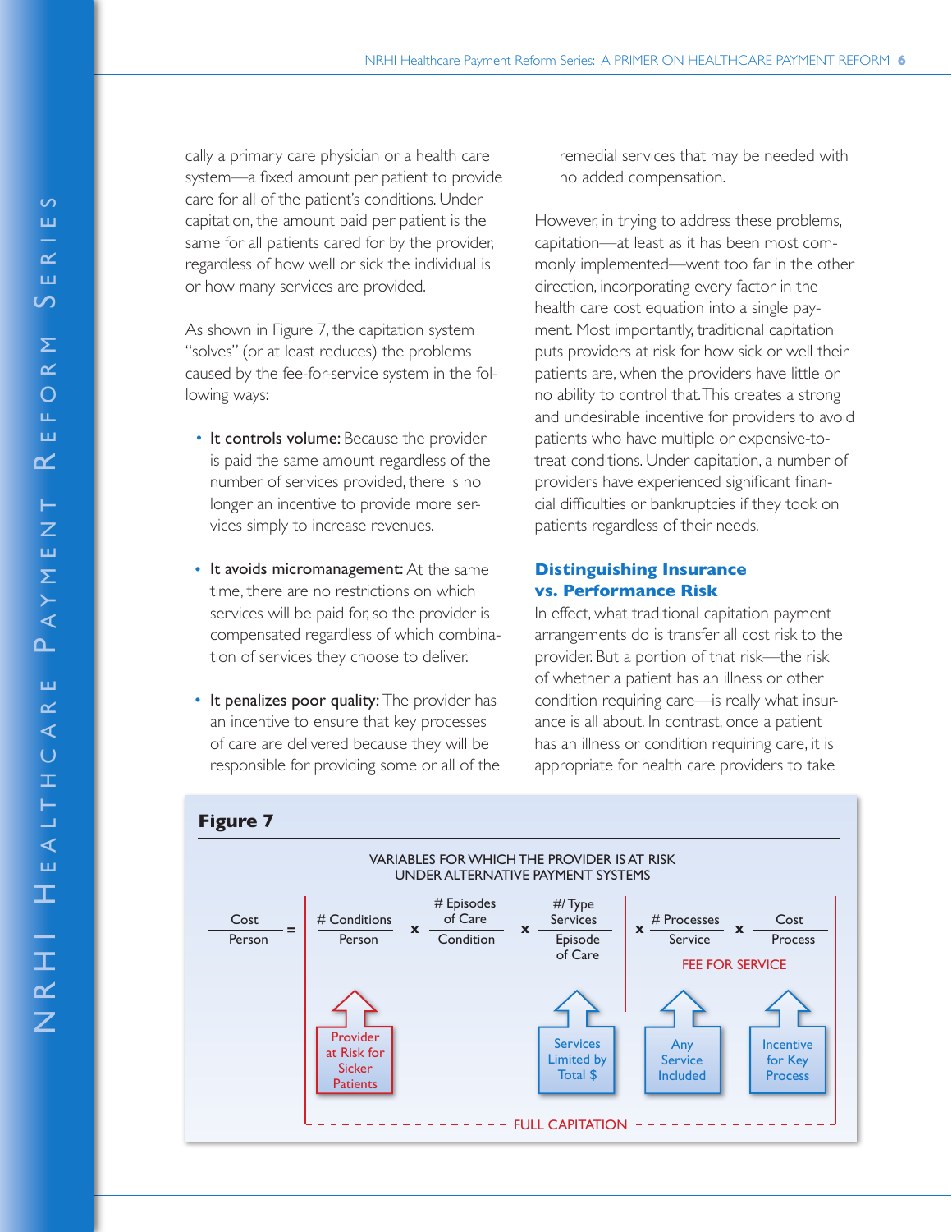cally a primary care physician or a health care system—a fixed amount per patient to provide care for all of the patient's conditions. Under capitation, the amount paid per patient is the same for all patients cared for by the provider, regardless of how well or sick the individual is or how many services are provided.

As shown in Figure 7, the capitation system "solves" (or at least reduces) the problems caused by the fee-for-service system in the following ways:

- **It controls volume:** Because the provider is paid the same amount regardless of the number of services provided, there is no longer an incentive to provide more services simply to increase revenues.
- **It avoids micromanagement:** At the same time, there are no restrictions on which services will be paid for, so the provider is compensated regardless of which combination of services they choose to deliver.
- **It penalizes poor quality:** The provider has an incentive to ensure that key processes of care are delivered because they will be responsible for providing some or all of the remedial services that may be needed with no added compensation.

However, in trying to address these problems, capitation—at least as it has been most commonly implemented—went too far in the other direction, incorporating every factor in the health care cost equation into a single payment. Most importantly, traditional capitation puts providers at risk for how sick or well their patients are, when the providers have little or no ability to control that. This creates a strong and undesirable incentive for providers to avoid patients who have multiple or expensive-to-treat conditions. Under capitation, a number of providers have experienced significant financial difficulties or bankruptcies if they took on patients regardless of their needs.

## Distinguishing Insurance vs. Performance Risk

In effect, what traditional capitation payment arrangements do is transfer all cost risk to the provider. But a portion of that risk—the risk of whether a patient has an illness or other condition requiring care—is really what insurance is all about. In contrast, once a patient has an illness or condition requiring care, it is appropriate for health care providers to take

**Figure 7**

VARIABLES FOR WHICH THE PROVIDER IS AT RISK UNDER ALTERNATIVE PAYMENT SYSTEMS

$$\frac{\text{Cost}}{\text{Person}} = \frac{\text{\# Conditions}}{\text{Person}} \times \frac{\text{\# Episodes of Care}}{\text{Condition}} \times \frac{\text{\#/Type Services}}{\text{Episode of Care}} \times \frac{\text{\# Processes}}{\text{Service}} \times \frac{\text{Cost}}{\text{Process}}$$

FEE FOR SERVICE

Provider at Risk for Sicker Patients

Services Limited by Total $

Any Service Included

Incentive for Key Process

FULL CAPITATION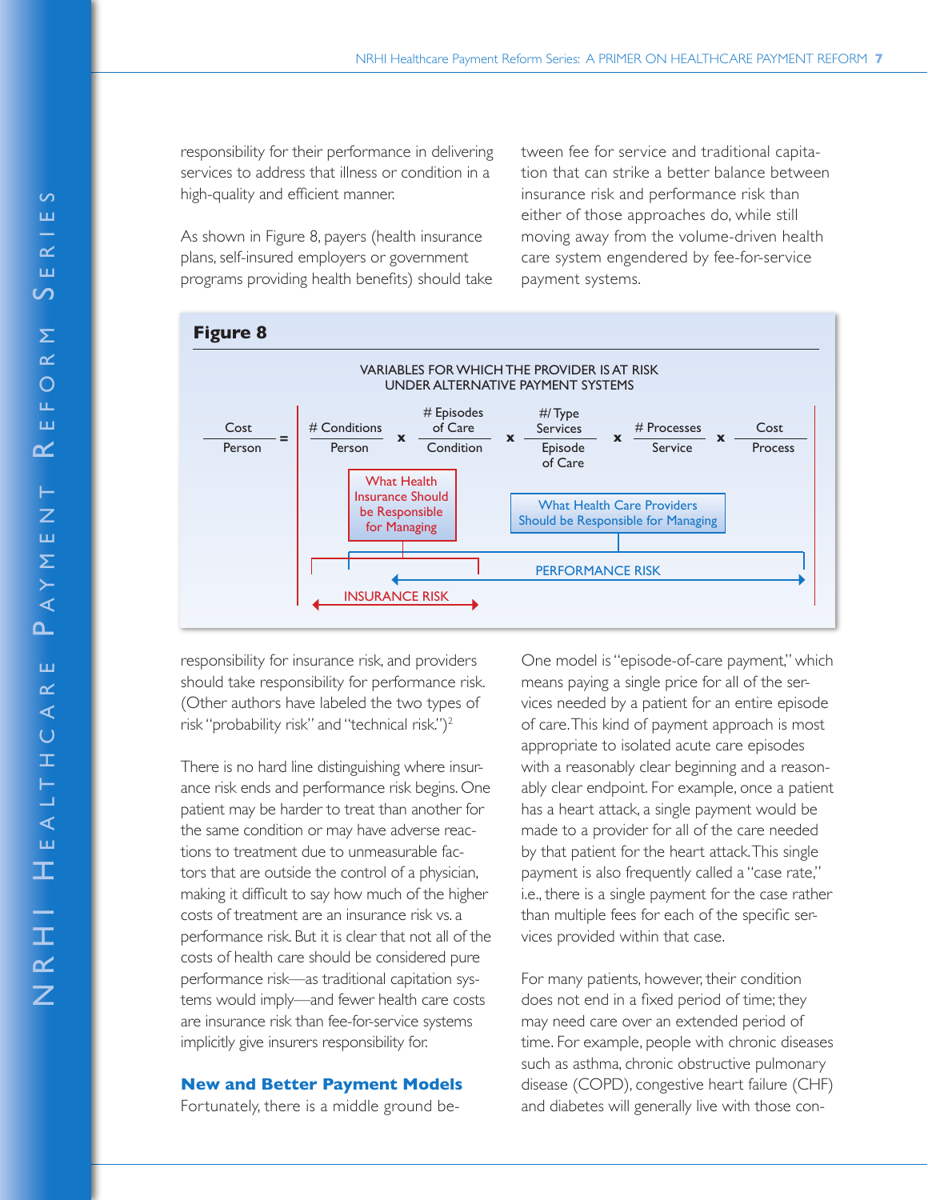responsibility for their performance in delivering services to address that illness or condition in a high-quality and efficient manner.

As shown in Figure 8, payers (health insurance plans, self-insured employers or government programs providing health benefits) should take responsibility for insurance risk, and providers should take responsibility for performance risk. (Other authors have labeled the two types of risk "probability risk" and "technical risk.")[2]

**Figure 8**

VARIABLES FOR WHICH THE PROVIDER IS AT RISK UNDER ALTERNATIVE PAYMENT SYSTEMS

$$\frac{\text{Cost}}{\text{Person}} = \frac{\#\ \text{Conditions}}{\text{Person}} \times \frac{\#\ \text{Episodes of Care}}{\text{Condition}} \times \frac{\#/\text{Type Services}}{\text{Episode of Care}} \times \frac{\#\ \text{Processes}}{\text{Service}} \times \frac{\text{Cost}}{\text{Process}}$$

What Health Insurance Should be Responsible for Managing

What Health Care Providers Should be Responsible for Managing

PERFORMANCE RISK

INSURANCE RISK

There is no hard line distinguishing where insurance risk ends and performance risk begins. One patient may be harder to treat than another for the same condition or may have adverse reactions to treatment due to unmeasurable factors that are outside the control of a physician, making it difficult to say how much of the higher costs of treatment are an insurance risk vs. a performance risk. But it is clear that not all of the costs of health care should be considered pure performance risk—as traditional capitation systems would imply—and fewer health care costs are insurance risk than fee-for-service systems implicitly give insurers responsibility for.

## New and Better Payment Models

Fortunately, there is a middle ground between fee for service and traditional capitation that can strike a better balance between insurance risk and performance risk than either of those approaches do, while still moving away from the volume-driven health care system engendered by fee-for-service payment systems.

One model is "episode-of-care payment," which means paying a single price for all of the services needed by a patient for an entire episode of care. This kind of payment approach is most appropriate to isolated acute care episodes with a reasonably clear beginning and a reasonably clear endpoint. For example, once a patient has a heart attack, a single payment would be made to a provider for all of the care needed by that patient for the heart attack. This single payment is also frequently called a "case rate," i.e., there is a single payment for the case rather than multiple fees for each of the specific services provided within that case.

For many patients, however, their condition does not end in a fixed period of time; they may need care over an extended period of time. For example, people with chronic diseases such as asthma, chronic obstructive pulmonary disease (COPD), congestive heart failure (CHF) and diabetes will generally live with those con-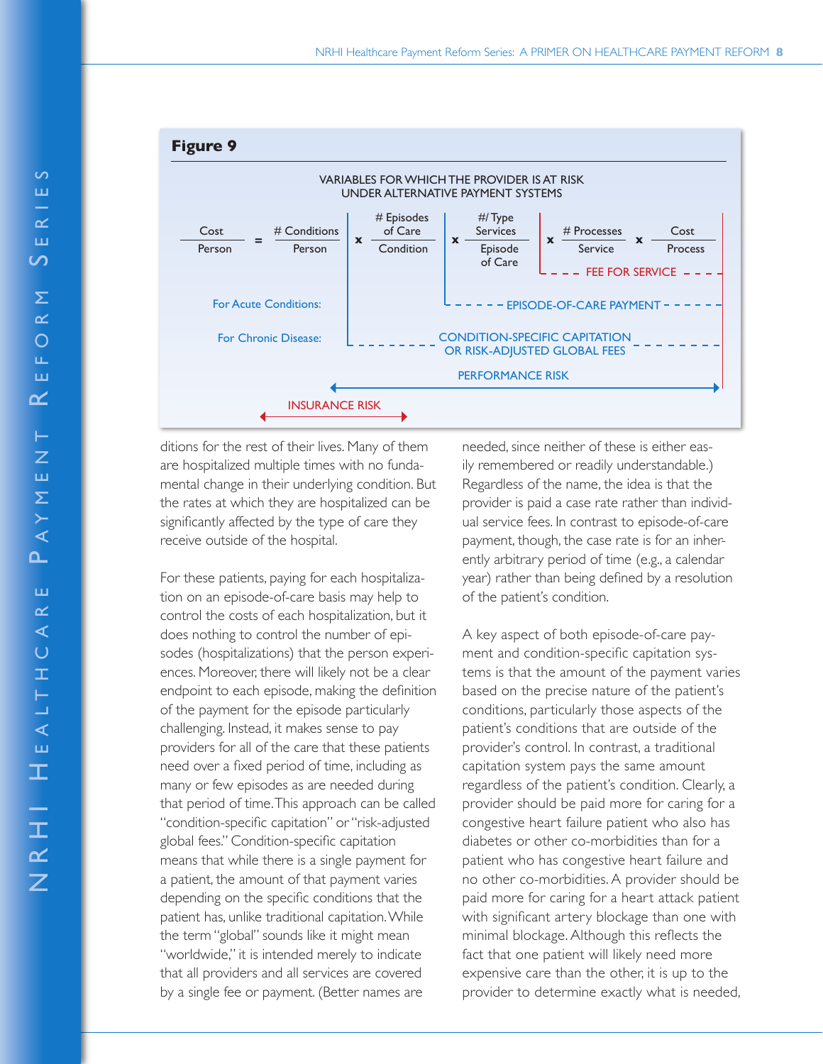**Figure 9**

VARIABLES FOR WHICH THE PROVIDER IS AT RISK
UNDER ALTERNATIVE PAYMENT SYSTEMS

$$\frac{\text{Cost}}{\text{Person}} = \frac{\text{\# Conditions}}{\text{Person}} \times \frac{\text{\# Episodes of Care}}{\text{Condition}} \times \frac{\text{\#/ Type Services}}{\text{Episode of Care}} \times \frac{\text{\# Processes}}{\text{Service}} \times \frac{\text{Cost}}{\text{Process}}$$

FEE FOR SERVICE

For Acute Conditions:

EPISODE-OF-CARE PAYMENT

For Chronic Disease:

CONDITION-SPECIFIC CAPITATION
OR RISK-ADJUSTED GLOBAL FEES

PERFORMANCE RISK

INSURANCE RISK

ditions for the rest of their lives. Many of them are hospitalized multiple times with no fundamental change in their underlying condition. But the rates at which they are hospitalized can be significantly affected by the type of care they receive outside of the hospital.

For these patients, paying for each hospitalization on an episode-of-care basis may help to control the costs of each hospitalization, but it does nothing to control the number of episodes (hospitalizations) that the person experiences. Moreover, there will likely not be a clear endpoint to each episode, making the definition of the payment for the episode particularly challenging. Instead, it makes sense to pay providers for all of the care that these patients need over a fixed period of time, including as many or few episodes as are needed during that period of time. This approach can be called "condition-specific capitation" or "risk-adjusted global fees." Condition-specific capitation means that while there is a single payment for a patient, the amount of that payment varies depending on the specific conditions that the patient has, unlike traditional capitation. While the term "global" sounds like it might mean "worldwide," it is intended merely to indicate that all providers and all services are covered by a single fee or payment. (Better names are needed, since neither of these is either easily remembered or readily understandable.) Regardless of the name, the idea is that the provider is paid a case rate rather than individual service fees. In contrast to episode-of-care payment, though, the case rate is for an inherently arbitrary period of time (e.g., a calendar year) rather than being defined by a resolution of the patient's condition.

A key aspect of both episode-of-care payment and condition-specific capitation systems is that the amount of the payment varies based on the precise nature of the patient's conditions, particularly those aspects of the patient's conditions that are outside of the provider's control. In contrast, a traditional capitation system pays the same amount regardless of the patient's condition. Clearly, a provider should be paid more for caring for a congestive heart failure patient who also has diabetes or other co-morbidities than for a patient who has congestive heart failure and no other co-morbidities. A provider should be paid more for caring for a heart attack patient with significant artery blockage than one with minimal blockage. Although this reflects the fact that one patient will likely need more expensive care than the other, it is up to the provider to determine exactly what is needed,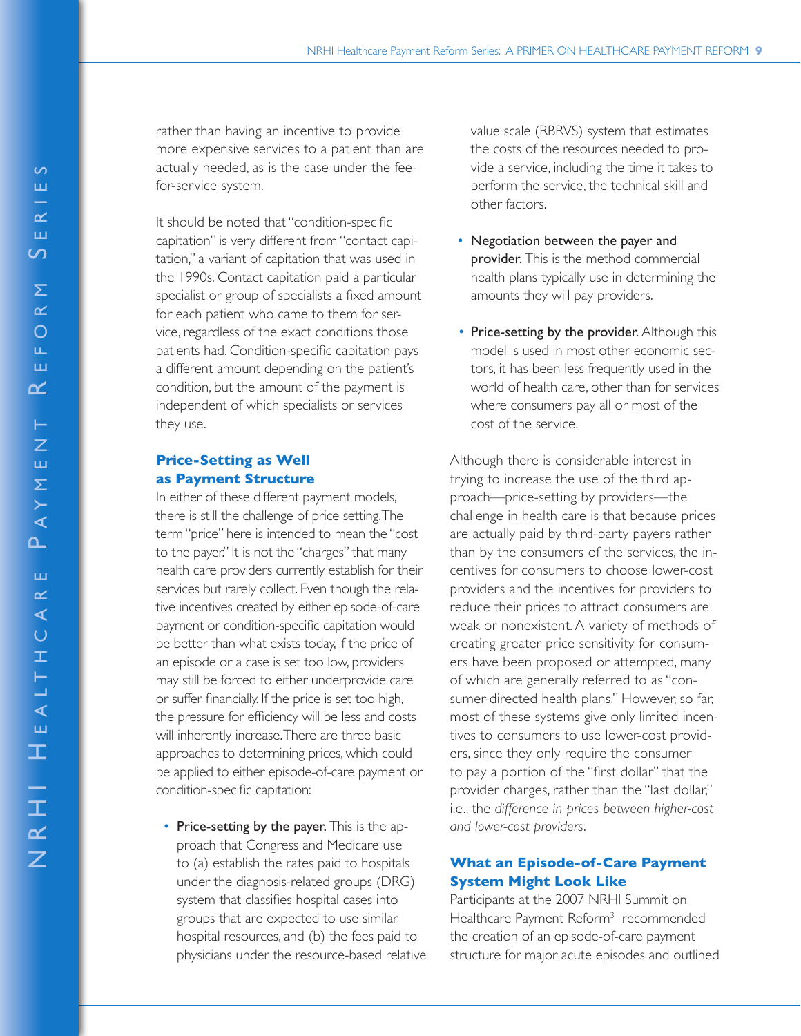rather than having an incentive to provide more expensive services to a patient than are actually needed, as is the case under the fee-for-service system.

It should be noted that "condition-specific capitation" is very different from "contact capitation," a variant of capitation that was used in the 1990s. Contact capitation paid a particular specialist or group of specialists a fixed amount for each patient who came to them for service, regardless of the exact conditions those patients had. Condition-specific capitation pays a different amount depending on the patient's condition, but the amount of the payment is independent of which specialists or services they use.

## Price-Setting as Well as Payment Structure

In either of these different payment models, there is still the challenge of price setting. The term "price" here is intended to mean the "cost to the payer." It is not the "charges" that many health care providers currently establish for their services but rarely collect. Even though the relative incentives created by either episode-of-care payment or condition-specific capitation would be better than what exists today, if the price of an episode or a case is set too low, providers may still be forced to either underprovide care or suffer financially. If the price is set too high, the pressure for efficiency will be less and costs will inherently increase. There are three basic approaches to determining prices, which could be applied to either episode-of-care payment or condition-specific capitation:

- **Price-setting by the payer.** This is the approach that Congress and Medicare use to (a) establish the rates paid to hospitals under the diagnosis-related groups (DRG) system that classifies hospital cases into groups that are expected to use similar hospital resources, and (b) the fees paid to physicians under the resource-based relative value scale (RBRVS) system that estimates the costs of the resources needed to provide a service, including the time it takes to perform the service, the technical skill and other factors.
- **Negotiation between the payer and provider.** This is the method commercial health plans typically use in determining the amounts they will pay providers.
- **Price-setting by the provider.** Although this model is used in most other economic sectors, it has been less frequently used in the world of health care, other than for services where consumers pay all or most of the cost of the service.

Although there is considerable interest in trying to increase the use of the third approach—price-setting by providers—the challenge in health care is that because prices are actually paid by third-party payers rather than by the consumers of the services, the incentives for consumers to choose lower-cost providers and the incentives for providers to reduce their prices to attract consumers are weak or nonexistent. A variety of methods of creating greater price sensitivity for consumers have been proposed or attempted, many of which are generally referred to as "consumer-directed health plans." However, so far, most of these systems give only limited incentives to consumers to use lower-cost providers, since they only require the consumer to pay a portion of the "first dollar" that the provider charges, rather than the "last dollar," i.e., the *difference in prices between higher-cost and lower-cost providers.*

## What an Episode-of-Care Payment System Might Look Like

Participants at the 2007 NRHI Summit on Healthcare Payment Reform[3] recommended the creation of an episode-of-care payment structure for major acute episodes and outlined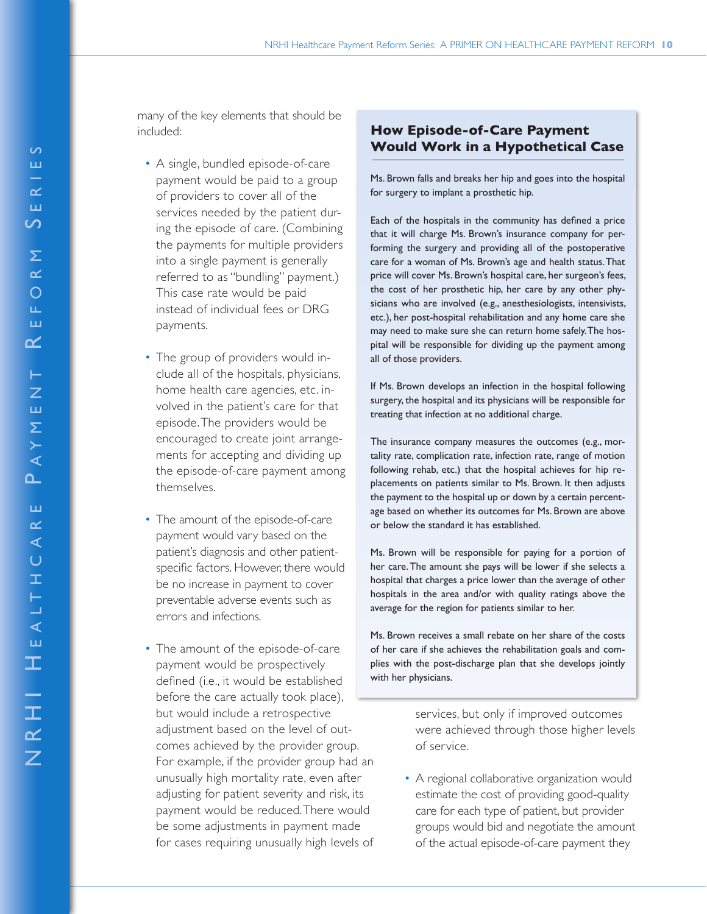many of the key elements that should be included:

- A single, bundled episode-of-care payment would be paid to a group of providers to cover all of the services needed by the patient during the episode of care. (Combining the payments for multiple providers into a single payment is generally referred to as "bundling" payment.) This case rate would be paid instead of individual fees or DRG payments.

- The group of providers would include all of the hospitals, physicians, home health care agencies, etc. involved in the patient's care for that episode. The providers would be encouraged to create joint arrangements for accepting and dividing up the episode-of-care payment among themselves.

- The amount of the episode-of-care payment would vary based on the patient's diagnosis and other patient-specific factors. However, there would be no increase in payment to cover preventable adverse events such as errors and infections.

- The amount of the episode-of-care payment would be prospectively defined (i.e., it would be established before the care actually took place), but would include a retrospective adjustment based on the level of outcomes achieved by the provider group. For example, if the provider group had an unusually high mortality rate, even after adjusting for patient severity and risk, its payment would be reduced. There would be some adjustments in payment made for cases requiring unusually high levels of services, but only if improved outcomes were achieved through those higher levels of service.

- A regional collaborative organization would estimate the cost of providing good-quality care for each type of patient, but provider groups would bid and negotiate the amount of the actual episode-of-care payment they

## How Episode-of-Care Payment Would Work in a Hypothetical Case

Ms. Brown falls and breaks her hip and goes into the hospital for surgery to implant a prosthetic hip.

Each of the hospitals in the community has defined a price that it will charge Ms. Brown's insurance company for performing the surgery and providing all of the postoperative care for a woman of Ms. Brown's age and health status. That price will cover Ms. Brown's hospital care, her surgeon's fees, the cost of her prosthetic hip, her care by any other physicians who are involved (e.g., anesthesiologists, intensivists, etc.), her post-hospital rehabilitation and any home care she may need to make sure she can return home safely. The hospital will be responsible for dividing up the payment among all of those providers.

If Ms. Brown develops an infection in the hospital following surgery, the hospital and its physicians will be responsible for treating that infection at no additional charge.

The insurance company measures the outcomes (e.g., mortality rate, complication rate, infection rate, range of motion following rehab, etc.) that the hospital achieves for hip replacements on patients similar to Ms. Brown. It then adjusts the payment to the hospital up or down by a certain percentage based on whether its outcomes for Ms. Brown are above or below the standard it has established.

Ms. Brown will be responsible for paying for a portion of her care. The amount she pays will be lower if she selects a hospital that charges a price lower than the average of other hospitals in the area and/or with quality ratings above the average for the region for patients similar to her.

Ms. Brown receives a small rebate on her share of the costs of her care if she achieves the rehabilitation goals and complies with the post-discharge plan that she develops jointly with her physicians.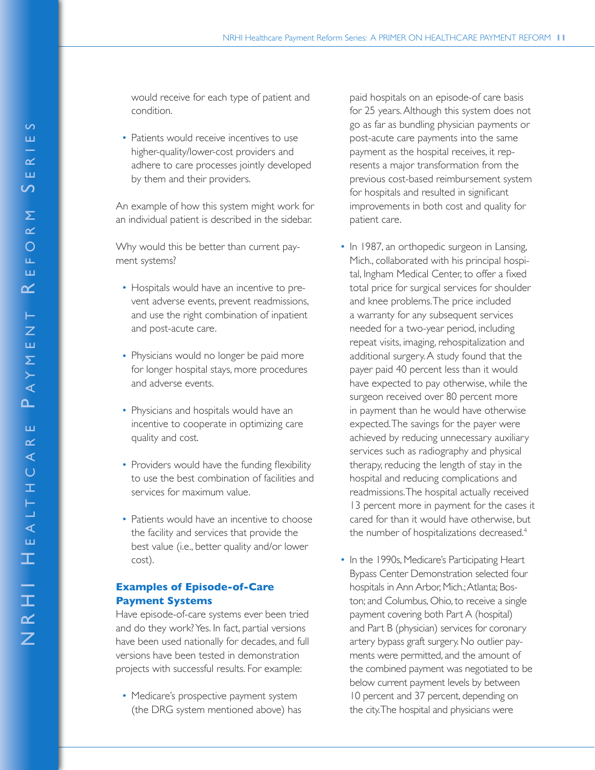would receive for each type of patient and condition.

- Patients would receive incentives to use higher-quality/lower-cost providers and adhere to care processes jointly developed by them and their providers.

An example of how this system might work for an individual patient is described in the sidebar.

Why would this be better than current payment systems?

- Hospitals would have an incentive to prevent adverse events, prevent readmissions, and use the right combination of inpatient and post-acute care.
- Physicians would no longer be paid more for longer hospital stays, more procedures and adverse events.
- Physicians and hospitals would have an incentive to cooperate in optimizing care quality and cost.
- Providers would have the funding flexibility to use the best combination of facilities and services for maximum value.
- Patients would have an incentive to choose the facility and services that provide the best value (i.e., better quality and/or lower cost).

### Examples of Episode-of-Care Payment Systems

Have episode-of-care systems ever been tried and do they work? Yes. In fact, partial versions have been used nationally for decades, and full versions have been tested in demonstration projects with successful results. For example:

- Medicare's prospective payment system (the DRG system mentioned above) has paid hospitals on an episode-of care basis for 25 years. Although this system does not go as far as bundling physician payments or post-acute care payments into the same payment as the hospital receives, it represents a major transformation from the previous cost-based reimbursement system for hospitals and resulted in significant improvements in both cost and quality for patient care.
- In 1987, an orthopedic surgeon in Lansing, Mich., collaborated with his principal hospital, Ingham Medical Center, to offer a fixed total price for surgical services for shoulder and knee problems. The price included a warranty for any subsequent services needed for a two-year period, including repeat visits, imaging, rehospitalization and additional surgery. A study found that the payer paid 40 percent less than it would have expected to pay otherwise, while the surgeon received over 80 percent more in payment than he would have otherwise expected. The savings for the payer were achieved by reducing unnecessary auxiliary services such as radiography and physical therapy, reducing the length of stay in the hospital and reducing complications and readmissions. The hospital actually received 13 percent more in payment for the cases it cared for than it would have otherwise, but the number of hospitalizations decreased.[4]
- In the 1990s, Medicare's Participating Heart Bypass Center Demonstration selected four hospitals in Ann Arbor, Mich.; Atlanta; Boston; and Columbus, Ohio, to receive a single payment covering both Part A (hospital) and Part B (physician) services for coronary artery bypass graft surgery. No outlier payments were permitted, and the amount of the combined payment was negotiated to be below current payment levels by between 10 percent and 37 percent, depending on the city. The hospital and physicians were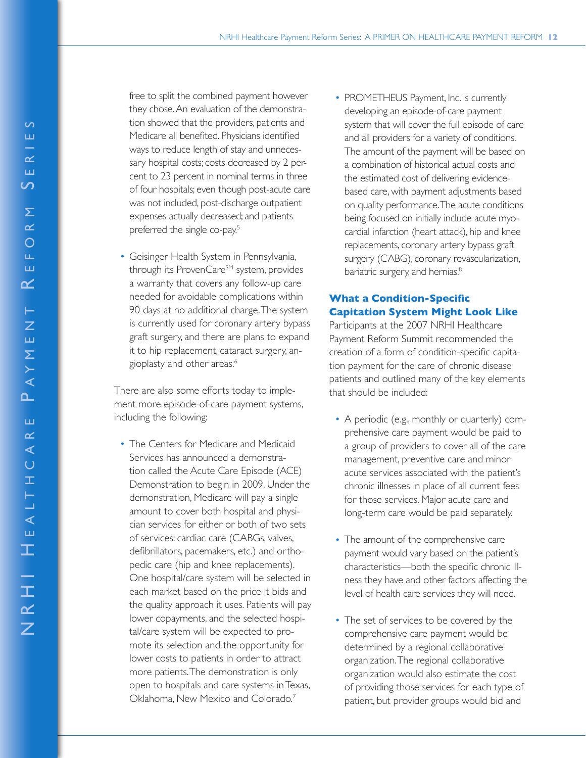free to split the combined payment however they chose. An evaluation of the demonstration showed that the providers, patients and Medicare all benefited. Physicians identified ways to reduce length of stay and unnecessary hospital costs; costs decreased by 2 percent to 23 percent in nominal terms in three of four hospitals; even though post-acute care was not included, post-discharge outpatient expenses actually decreased; and patients preferred the single co-pay.[5]

- Geisinger Health System in Pennsylvania, through its ProvenCare[SM] system, provides a warranty that covers any follow-up care needed for avoidable complications within 90 days at no additional charge. The system is currently used for coronary artery bypass graft surgery, and there are plans to expand it to hip replacement, cataract surgery, angioplasty and other areas.[6]

There are also some efforts today to implement more episode-of-care payment systems, including the following:

- The Centers for Medicare and Medicaid Services has announced a demonstration called the Acute Care Episode (ACE) Demonstration to begin in 2009. Under the demonstration, Medicare will pay a single amount to cover both hospital and physician services for either or both of two sets of services: cardiac care (CABGs, valves, defibrillators, pacemakers, etc.) and orthopedic care (hip and knee replacements). One hospital/care system will be selected in each market based on the price it bids and the quality approach it uses. Patients will pay lower copayments, and the selected hospital/care system will be expected to promote its selection and the opportunity for lower costs to patients in order to attract more patients. The demonstration is only open to hospitals and care systems in Texas, Oklahoma, New Mexico and Colorado.[7]

- PROMETHEUS Payment, Inc. is currently developing an episode-of-care payment system that will cover the full episode of care and all providers for a variety of conditions. The amount of the payment will be based on a combination of historical actual costs and the estimated cost of delivering evidence-based care, with payment adjustments based on quality performance. The acute conditions being focused on initially include acute myocardial infarction (heart attack), hip and knee replacements, coronary artery bypass graft surgery (CABG), coronary revascularization, bariatric surgery, and hernias.[8]

### What a Condition-Specific Capitation System Might Look Like

Participants at the 2007 NRHI Healthcare Payment Reform Summit recommended the creation of a form of condition-specific capitation payment for the care of chronic disease patients and outlined many of the key elements that should be included:

- A periodic (e.g., monthly or quarterly) comprehensive care payment would be paid to a group of providers to cover all of the care management, preventive care and minor acute services associated with the patient's chronic illnesses in place of all current fees for those services. Major acute care and long-term care would be paid separately.

- The amount of the comprehensive care payment would vary based on the patient's characteristics—both the specific chronic illness they have and other factors affecting the level of health care services they will need.

- The set of services to be covered by the comprehensive care payment would be determined by a regional collaborative organization. The regional collaborative organization would also estimate the cost of providing those services for each type of patient, but provider groups would bid and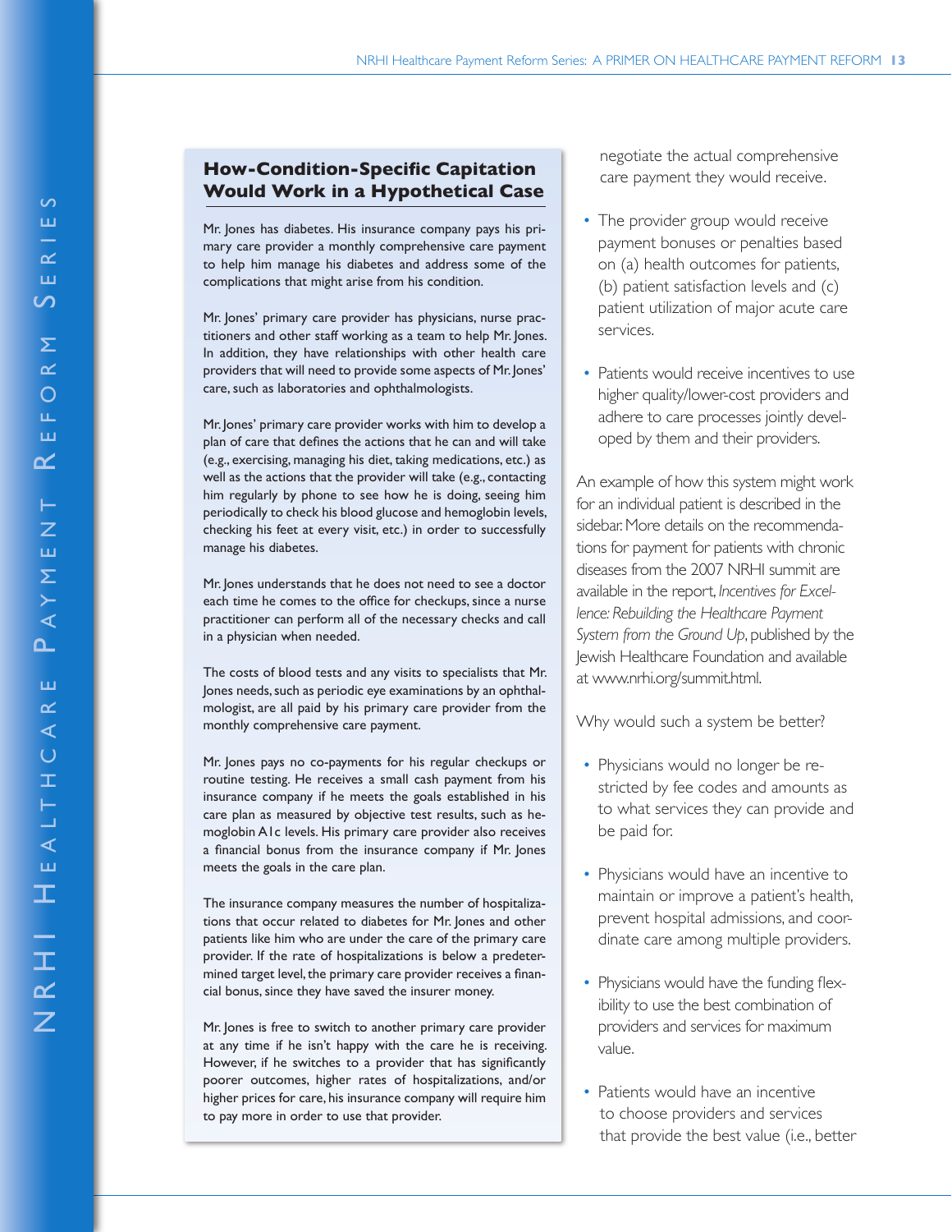## How-Condition-Specific Capitation Would Work in a Hypothetical Case

Mr. Jones has diabetes. His insurance company pays his primary care provider a monthly comprehensive care payment to help him manage his diabetes and address some of the complications that might arise from his condition.

Mr. Jones' primary care provider has physicians, nurse practitioners and other staff working as a team to help Mr. Jones. In addition, they have relationships with other health care providers that will need to provide some aspects of Mr. Jones' care, such as laboratories and ophthalmologists.

Mr. Jones' primary care provider works with him to develop a plan of care that defines the actions that he can and will take (e.g., exercising, managing his diet, taking medications, etc.) as well as the actions that the provider will take (e.g., contacting him regularly by phone to see how he is doing, seeing him periodically to check his blood glucose and hemoglobin levels, checking his feet at every visit, etc.) in order to successfully manage his diabetes.

Mr. Jones understands that he does not need to see a doctor each time he comes to the office for checkups, since a nurse practitioner can perform all of the necessary checks and call in a physician when needed.

The costs of blood tests and any visits to specialists that Mr. Jones needs, such as periodic eye examinations by an ophthalmologist, are all paid by his primary care provider from the monthly comprehensive care payment.

Mr. Jones pays no co-payments for his regular checkups or routine testing. He receives a small cash payment from his insurance company if he meets the goals established in his care plan as measured by objective test results, such as hemoglobin A1c levels. His primary care provider also receives a financial bonus from the insurance company if Mr. Jones meets the goals in the care plan.

The insurance company measures the number of hospitalizations that occur related to diabetes for Mr. Jones and other patients like him who are under the care of the primary care provider. If the rate of hospitalizations is below a predetermined target level, the primary care provider receives a financial bonus, since they have saved the insurer money.

Mr. Jones is free to switch to another primary care provider at any time if he isn't happy with the care he is receiving. However, if he switches to a provider that has significantly poorer outcomes, higher rates of hospitalizations, and/or higher prices for care, his insurance company will require him to pay more in order to use that provider.

negotiate the actual comprehensive care payment they would receive.

- The provider group would receive payment bonuses or penalties based on (a) health outcomes for patients, (b) patient satisfaction levels and (c) patient utilization of major acute care services.
- Patients would receive incentives to use higher quality/lower-cost providers and adhere to care processes jointly developed by them and their providers.

An example of how this system might work for an individual patient is described in the sidebar. More details on the recommendations for payment for patients with chronic diseases from the 2007 NRHI summit are available in the report, *Incentives for Excellence: Rebuilding the Healthcare Payment System from the Ground Up*, published by the Jewish Healthcare Foundation and available at www.nrhi.org/summit.html.

Why would such a system be better?

- Physicians would no longer be restricted by fee codes and amounts as to what services they can provide and be paid for.
- Physicians would have an incentive to maintain or improve a patient's health, prevent hospital admissions, and coordinate care among multiple providers.
- Physicians would have the funding flexibility to use the best combination of providers and services for maximum value.
- Patients would have an incentive to choose providers and services that provide the best value (i.e., better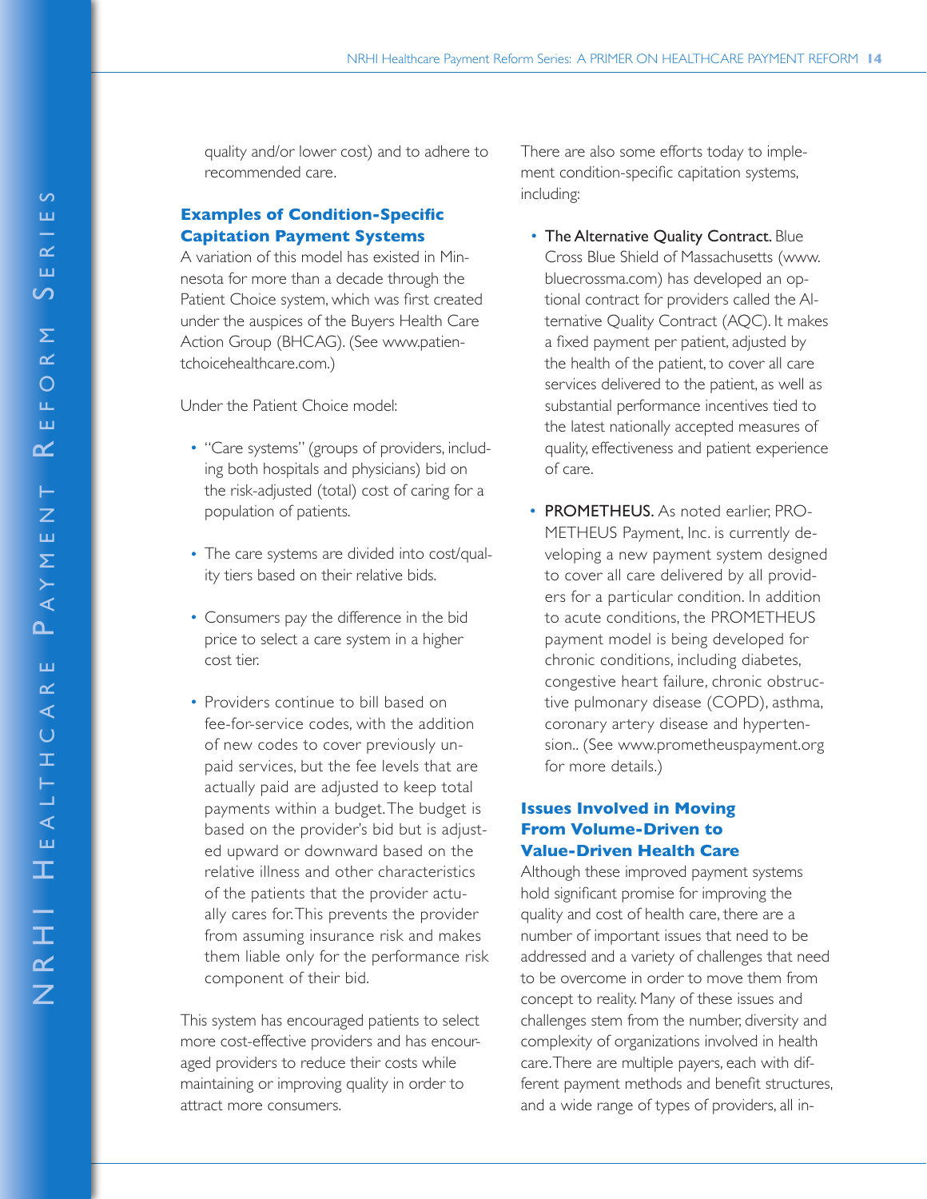quality and/or lower cost) and to adhere to recommended care.

### Examples of Condition-Specific Capitation Payment Systems

A variation of this model has existed in Minnesota for more than a decade through the Patient Choice system, which was first created under the auspices of the Buyers Health Care Action Group (BHCAG). (See www.patientchoicehealthcare.com.)

Under the Patient Choice model:

- "Care systems" (groups of providers, including both hospitals and physicians) bid on the risk-adjusted (total) cost of caring for a population of patients.
- The care systems are divided into cost/quality tiers based on their relative bids.
- Consumers pay the difference in the bid price to select a care system in a higher cost tier.
- Providers continue to bill based on fee-for-service codes, with the addition of new codes to cover previously unpaid services, but the fee levels that are actually paid are adjusted to keep total payments within a budget. The budget is based on the provider's bid but is adjusted upward or downward based on the relative illness and other characteristics of the patients that the provider actually cares for. This prevents the provider from assuming insurance risk and makes them liable only for the performance risk component of their bid.

This system has encouraged patients to select more cost-effective providers and has encouraged providers to reduce their costs while maintaining or improving quality in order to attract more consumers.

There are also some efforts today to implement condition-specific capitation systems, including:

- The Alternative Quality Contract. Blue Cross Blue Shield of Massachusetts (www.bluecrossma.com) has developed an optional contract for providers called the Alternative Quality Contract (AQC). It makes a fixed payment per patient, adjusted by the health of the patient, to cover all care services delivered to the patient, as well as substantial performance incentives tied to the latest nationally accepted measures of quality, effectiveness and patient experience of care.
- PROMETHEUS. As noted earlier, PROMETHEUS Payment, Inc. is currently developing a new payment system designed to cover all care delivered by all providers for a particular condition. In addition to acute conditions, the PROMETHEUS payment model is being developed for chronic conditions, including diabetes, congestive heart failure, chronic obstructive pulmonary disease (COPD), asthma, coronary artery disease and hypertension.. (See www.prometheuspayment.org for more details.)

### Issues Involved in Moving From Volume-Driven to Value-Driven Health Care

Although these improved payment systems hold significant promise for improving the quality and cost of health care, there are a number of important issues that need to be addressed and a variety of challenges that need to be overcome in order to move them from concept to reality. Many of these issues and challenges stem from the number, diversity and complexity of organizations involved in health care. There are multiple payers, each with different payment methods and benefit structures, and a wide range of types of providers, all in-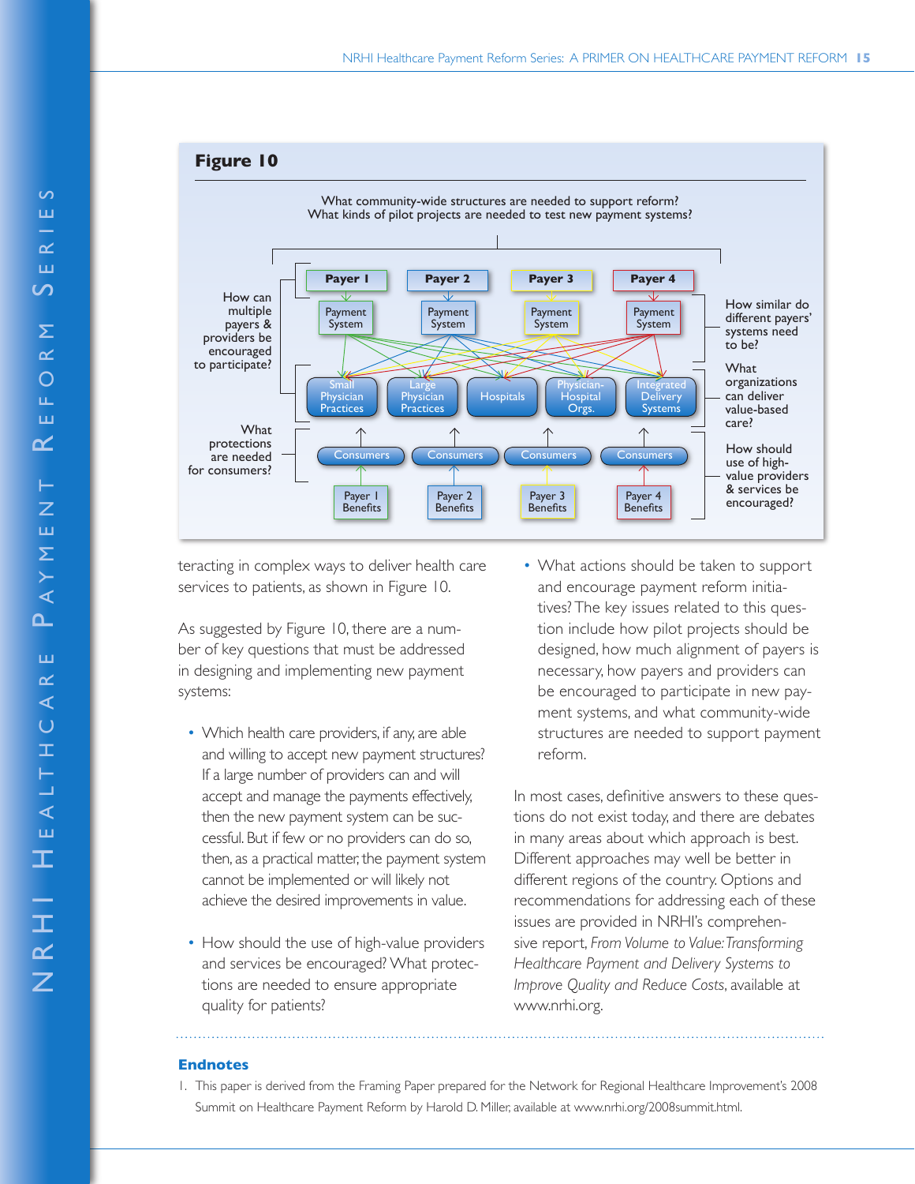**Figure 10**

What community-wide structures are needed to support reform?
What kinds of pilot projects are needed to test new payment systems?

How can multiple payers & providers be encouraged to participate?

Payer 1
Payer 2
Payer 3
Payer 4

Payment System
Payment System
Payment System
Payment System

How similar do different payers' systems need to be?

Small Physician Practices
Large Physician Practices
Hospitals
Physician-Hospital Orgs.
Integrated Delivery Systems

What organizations can deliver value-based care?

What protections are needed for consumers?

Consumers
Consumers
Consumers
Consumers

Payer 1 Benefits
Payer 2 Benefits
Payer 3 Benefits
Payer 4 Benefits

How should use of high-value providers & services be encouraged?

teracting in complex ways to deliver health care services to patients, as shown in Figure 10.

As suggested by Figure 10, there are a number of key questions that must be addressed in designing and implementing new payment systems:

- Which health care providers, if any, are able and willing to accept new payment structures? If a large number of providers can and will accept and manage the payments effectively, then the new payment system can be successful. But if few or no providers can do so, then, as a practical matter, the payment system cannot be implemented or will likely not achieve the desired improvements in value.

- How should the use of high-value providers and services be encouraged? What protections are needed to ensure appropriate quality for patients?

- What actions should be taken to support and encourage payment reform initiatives? The key issues related to this question include how pilot projects should be designed, how much alignment of payers is necessary, how payers and providers can be encouraged to participate in new payment systems, and what community-wide structures are needed to support payment reform.

In most cases, definitive answers to these questions do not exist today, and there are debates in many areas about which approach is best. Different approaches may well be better in different regions of the country. Options and recommendations for addressing each of these issues are provided in NRHI's comprehensive report, *From Volume to Value: Transforming Healthcare Payment and Delivery Systems to Improve Quality and Reduce Costs*, available at www.nrhi.org.

## Endnotes

1. This paper is derived from the Framing Paper prepared for the Network for Regional Healthcare Improvement's 2008 Summit on Healthcare Payment Reform by Harold D. Miller, available at www.nrhi.org/2008summit.html.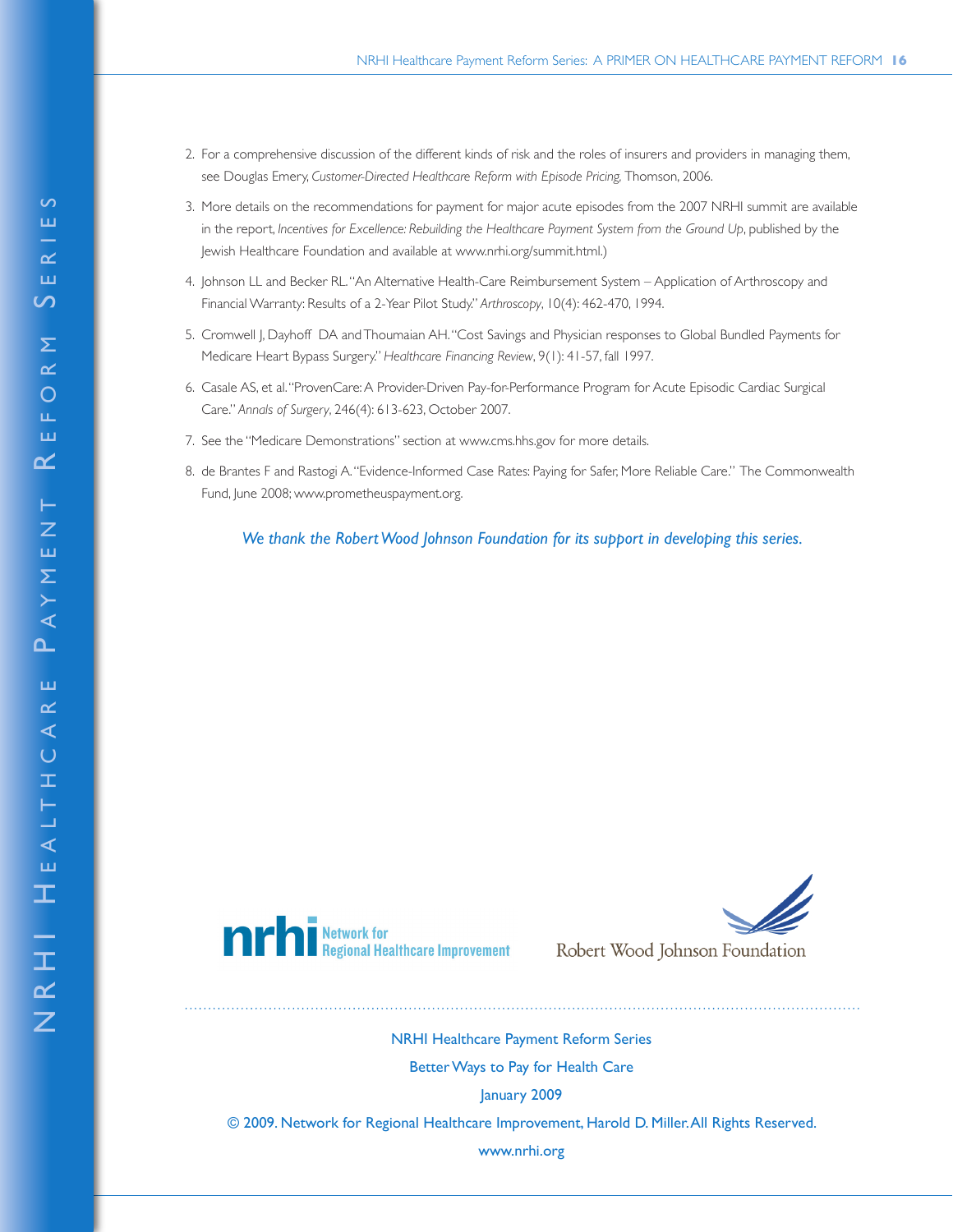2. For a comprehensive discussion of the different kinds of risk and the roles of insurers and providers in managing them, see Douglas Emery, *Customer-Directed Healthcare Reform with Episode Pricing,* Thomson, 2006.
3. More details on the recommendations for payment for major acute episodes from the 2007 NRHI summit are available in the report, *Incentives for Excellence: Rebuilding the Healthcare Payment System from the Ground Up*, published by the Jewish Healthcare Foundation and available at www.nrhi.org/summit.html.)
4. Johnson LL and Becker RL. "An Alternative Health-Care Reimbursement System – Application of Arthroscopy and Financial Warranty: Results of a 2-Year Pilot Study." *Arthroscopy*, 10(4): 462-470, 1994.
5. Cromwell J, Dayhoff DA and Thoumaian AH. "Cost Savings and Physician responses to Global Bundled Payments for Medicare Heart Bypass Surgery." *Healthcare Financing Review*, 9(1): 41-57, fall 1997.
6. Casale AS, et al. "ProvenCare: A Provider-Driven Pay-for-Performance Program for Acute Episodic Cardiac Surgical Care." *Annals of Surgery*, 246(4): 613-623, October 2007.
7. See the "Medicare Demonstrations" section at www.cms.hhs.gov for more details.
8. de Brantes F and Rastogi A. "Evidence-Informed Case Rates: Paying for Safer, More Reliable Care." The Commonwealth Fund, June 2008; www.prometheuspayment.org.

*We thank the Robert Wood Johnson Foundation for its support in developing this series.*

nrhi Network for Regional Healthcare Improvement

Robert Wood Johnson Foundation

NRHI Healthcare Payment Reform Series

Better Ways to Pay for Health Care

January 2009

© 2009. Network for Regional Healthcare Improvement, Harold D. Miller. All Rights Reserved.

www.nrhi.org